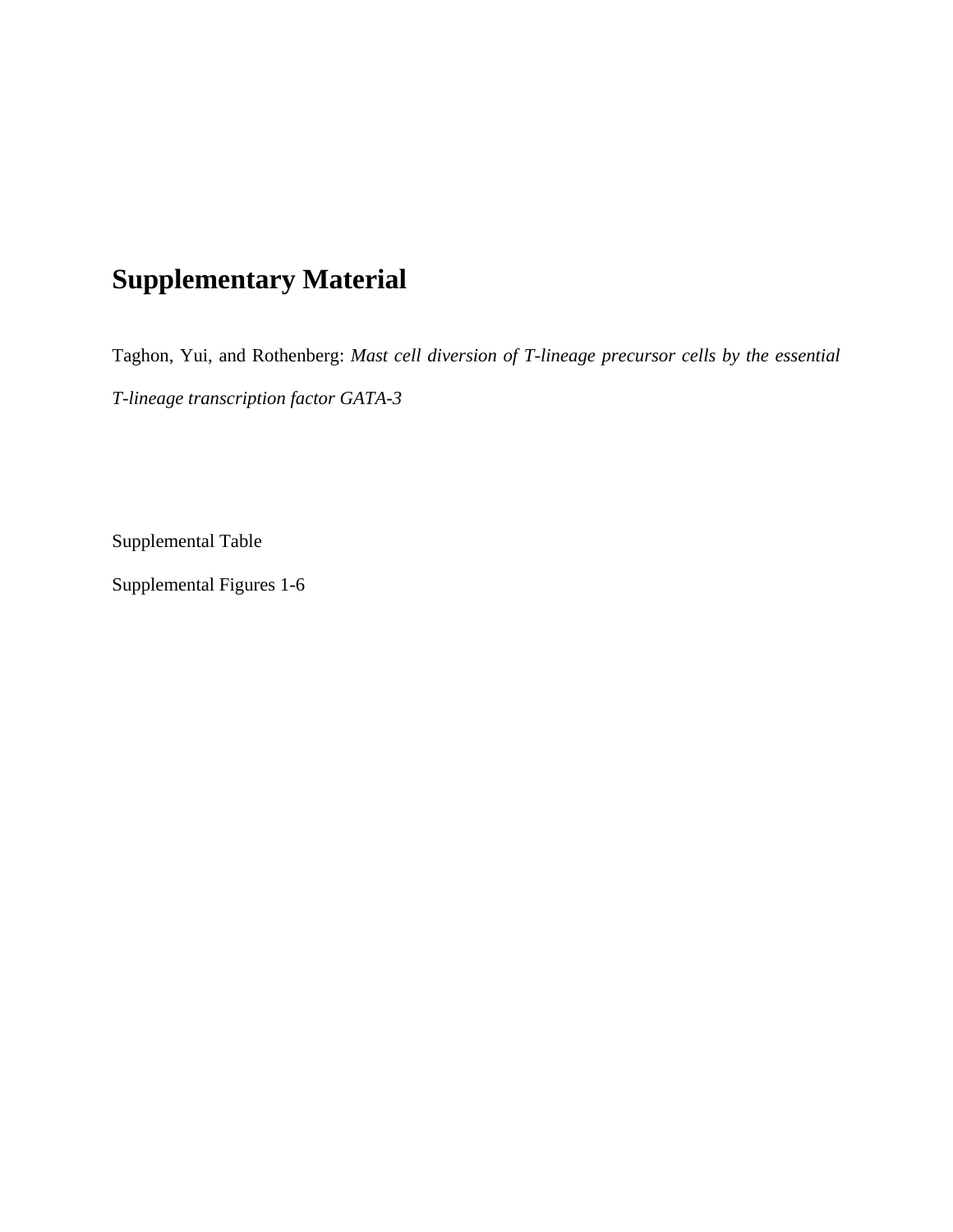# Supplementary Material

Taghon, Yui, and Rothenberg: *Mast cell diversion of T-lineage precursor cells by the essential T-lineage transcription factor GATA-3*

Supplemental Table

Supplemental Figures 1-6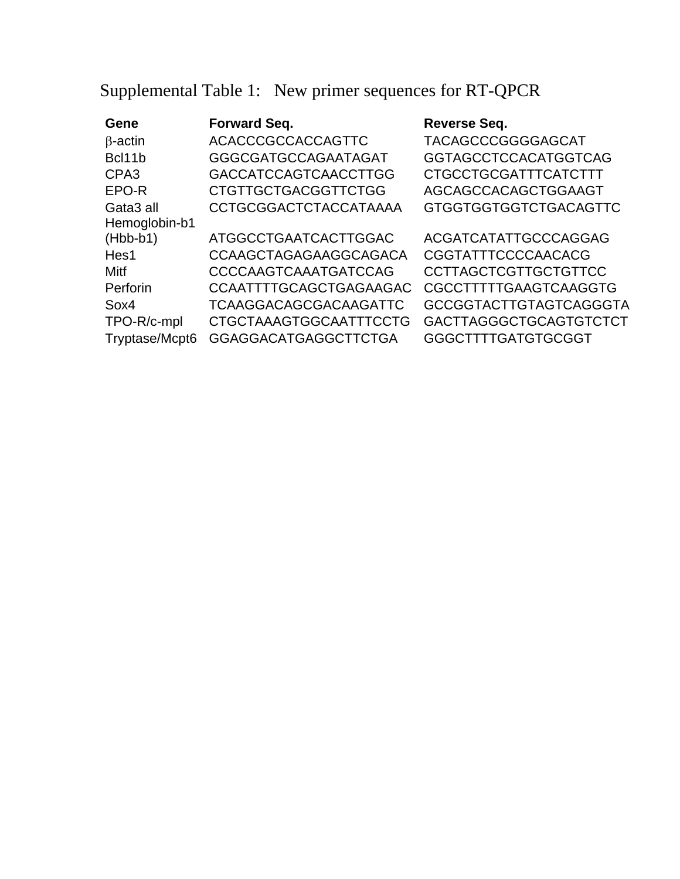# Supplemental Table 1: New primer sequences for RT-QPCR

| Gene | Forward Seq. | Reverse Seq. |
|---|---|---|
| β-actin | ACACCCGCCACCAGTTC | TACAGCCCGGGGAGCAT |
| Bcl11b | GGGCGATGCCAGAATAGAT | GGTAGCCTCCACATGGTCAG |
| CPA3 | GACCATCCAGTCAACCTTGG | CTGCCTGCGATTTCATCTTT |
| EPO-R | CTGTTGCTGACGGTTCTGG | AGCAGCCACAGCTGGAAGT |
| Gata3 all | CCTGCGGACTCTACCATAAAA | GTGGTGGTGGTCTGACAGTTC |
| Hemoglobin-b1 (Hbb-b1) | ATGGCCTGAATCACTTGGAC | ACGATCATATTGCCCAGGAG |
| Hes1 | CCAAGCTAGAGAAGGCAGACA | CGGTATTTCCCCAACACG |
| Mitf | CCCCAAGTCAAATGATCCAG | CCTTAGCTCGTTGCTGTTCC |
| Perforin | CCAATTTTGCAGCTGAGAAGAC | CGCCTTTTTGAAGTCAAGGTG |
| Sox4 | TCAAGGACAGCGACAAGATTC | GCCGGTACTTGTAGTCAGGGTA |
| TPO-R/c-mpl | CTGCTAAAGTGGCAATTTCCTG | GACTTAGGGCTGCAGTGTCTCT |
| Tryptase/Mcpt6 | GGAGGACATGAGGCTTCTGA | GGGCTTTTGATGTGCGGT |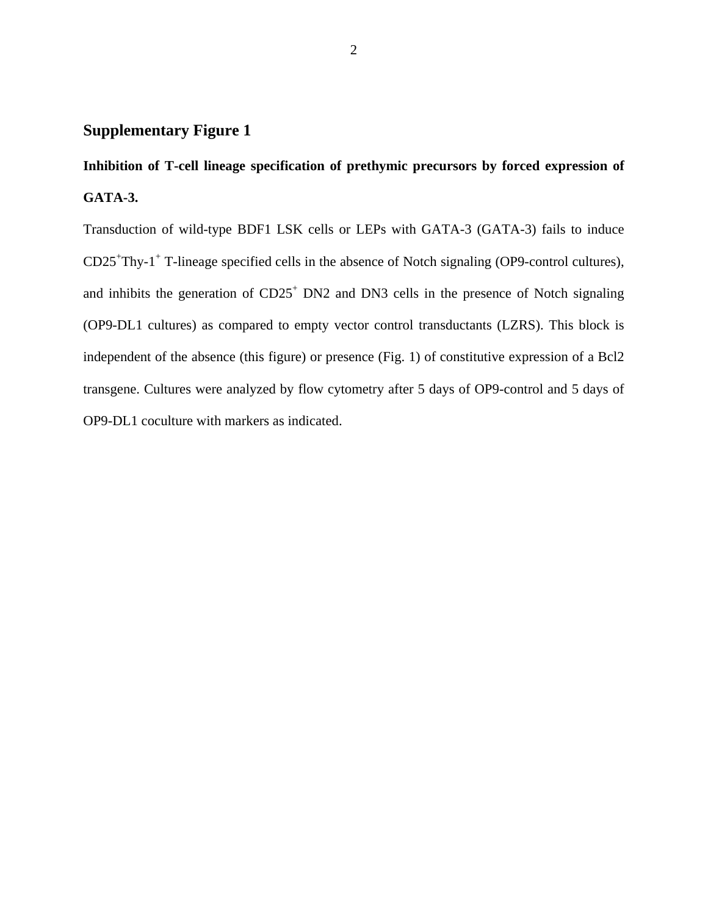## Supplementary Figure 1

**Inhibition of T-cell lineage specification of prethymic precursors by forced expression of GATA-3.**

Transduction of wild-type BDF1 LSK cells or LEPs with GATA-3 (GATA-3) fails to induce $CD25^+Thy\text{-}1^+$ T-lineage specified cells in the absence of Notch signaling (OP9-control cultures), and inhibits the generation of $CD25^+$ DN2 and DN3 cells in the presence of Notch signaling (OP9-DL1 cultures) as compared to empty vector control transductants (LZRS). This block is independent of the absence (this figure) or presence (Fig. 1) of constitutive expression of a Bcl2 transgene. Cultures were analyzed by flow cytometry after 5 days of OP9-control and 5 days of OP9-DL1 coculture with markers as indicated.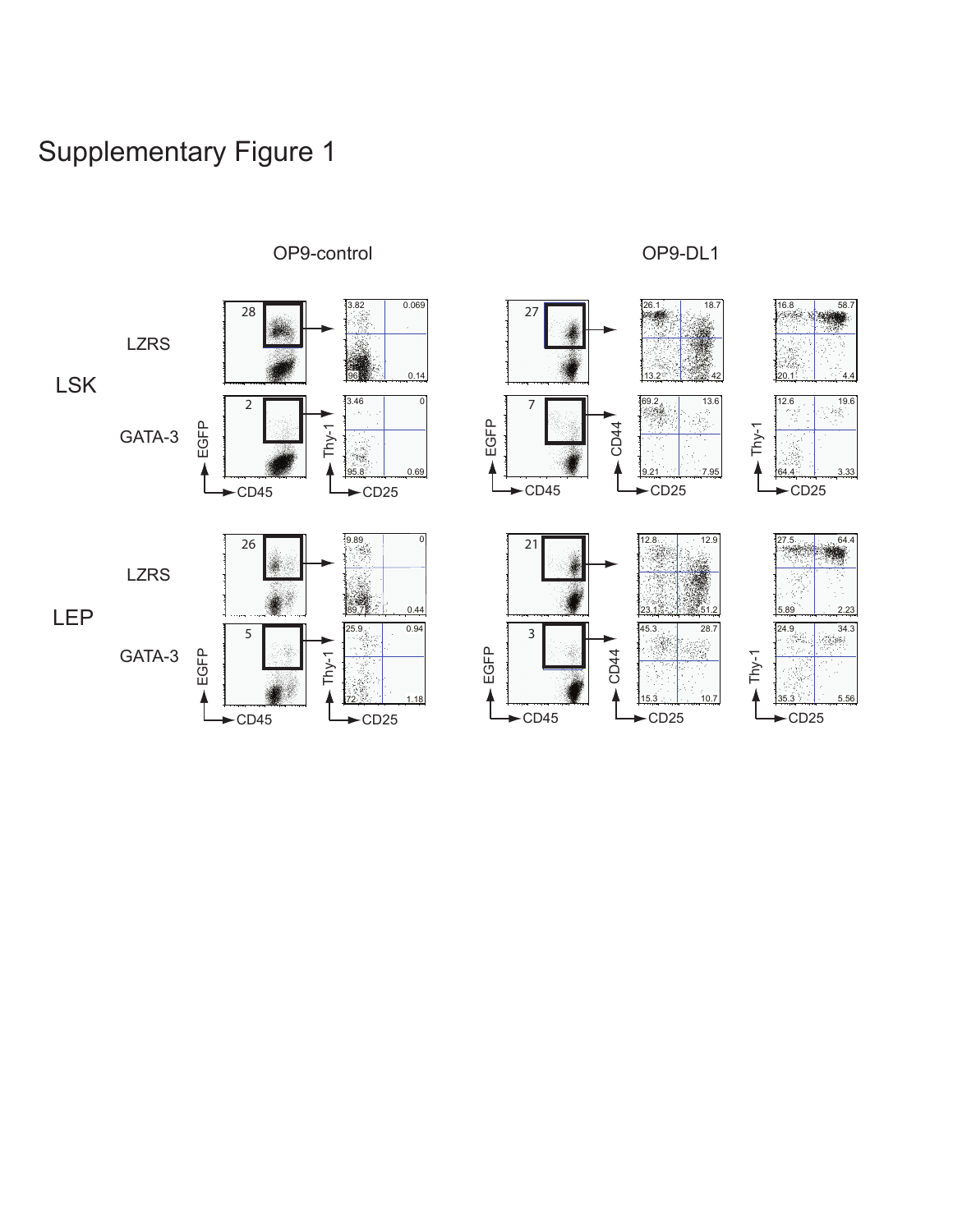# Supplementary Figure 1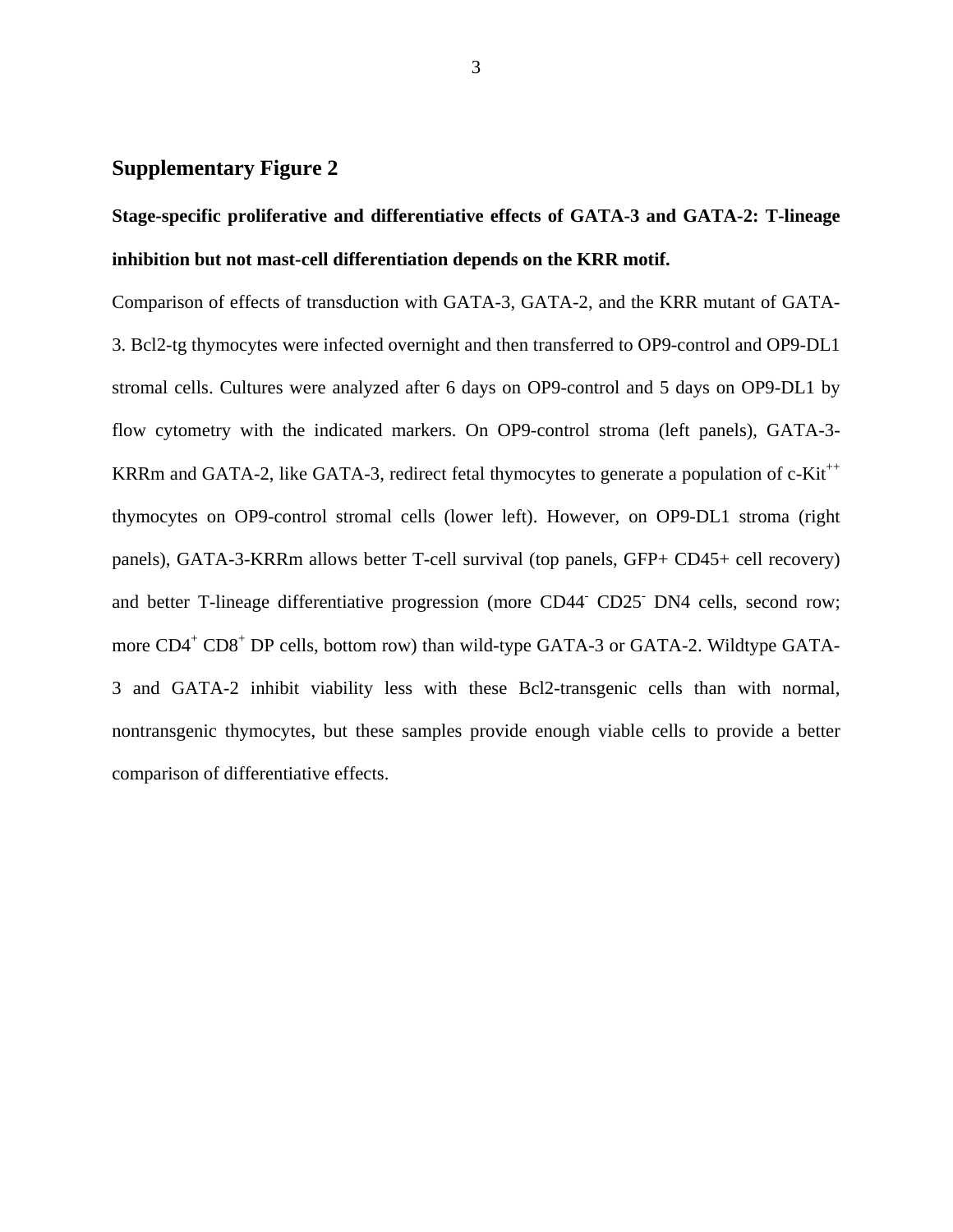## Supplementary Figure 2

**Stage-specific proliferative and differentiative effects of GATA-3 and GATA-2: T-lineage inhibition but not mast-cell differentiation depends on the KRR motif.**

Comparison of effects of transduction with GATA-3, GATA-2, and the KRR mutant of GATA-3. Bcl2-tg thymocytes were infected overnight and then transferred to OP9-control and OP9-DL1 stromal cells. Cultures were analyzed after 6 days on OP9-control and 5 days on OP9-DL1 by flow cytometry with the indicated markers. On OP9-control stroma (left panels), GATA-3-KRRm and GATA-2, like GATA-3, redirect fetal thymocytes to generate a population of c-Kit$^{++}$ thymocytes on OP9-control stromal cells (lower left). However, on OP9-DL1 stroma (right panels), GATA-3-KRRm allows better T-cell survival (top panels, GFP+ CD45+ cell recovery) and better T-lineage differentiative progression (more CD44$^{-}$ CD25$^{-}$ DN4 cells, second row; more CD4$^{+}$ CD8$^{+}$ DP cells, bottom row) than wild-type GATA-3 or GATA-2. Wildtype GATA-3 and GATA-2 inhibit viability less with these Bcl2-transgenic cells than with normal, nontransgenic thymocytes, but these samples provide enough viable cells to provide a better comparison of differentiative effects.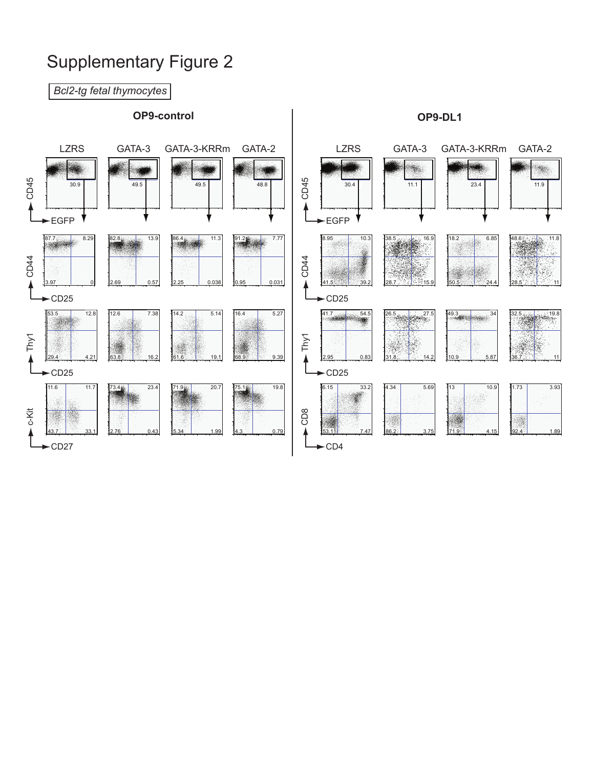# Supplementary Figure 2

*Bcl2-tg fetal thymocytes*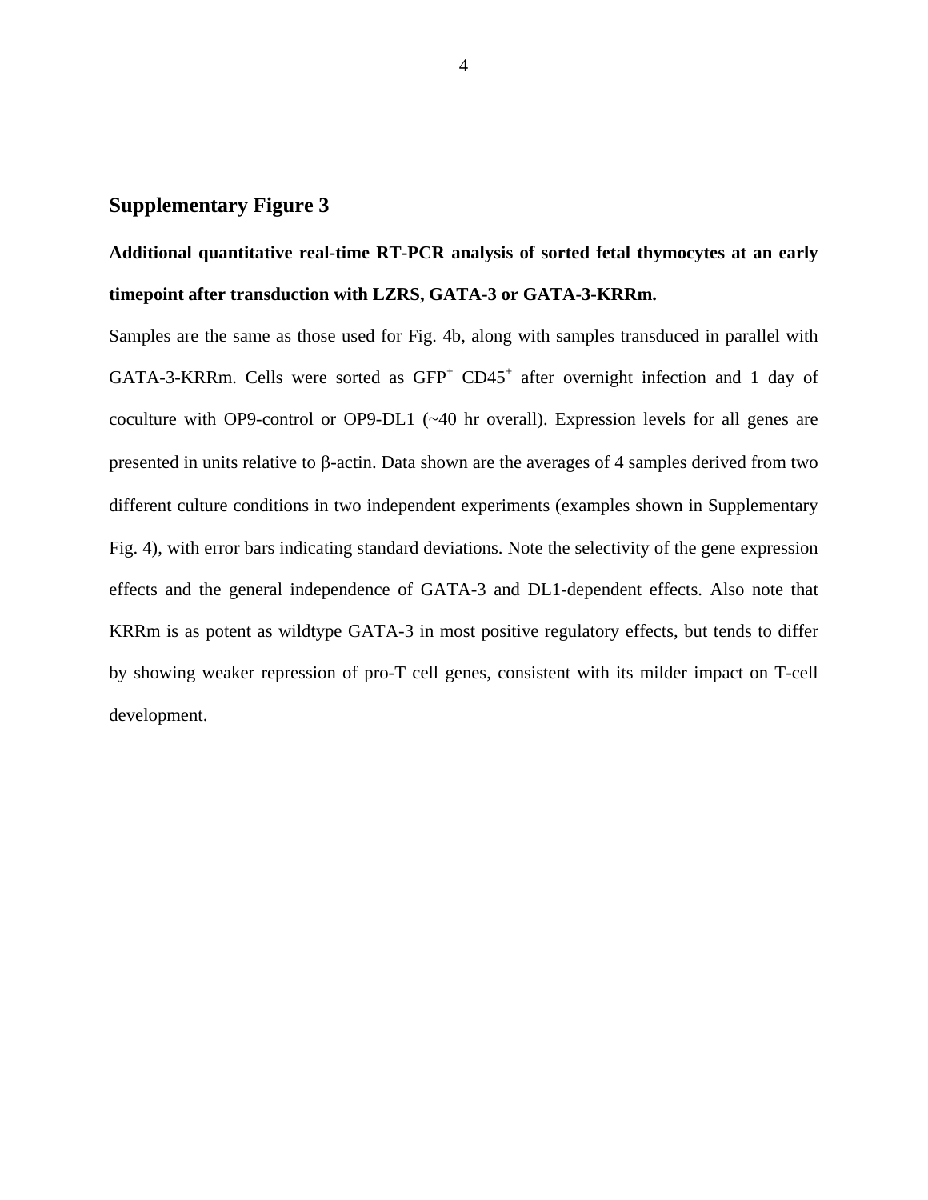## Supplementary Figure 3

**Additional quantitative real-time RT-PCR analysis of sorted fetal thymocytes at an early timepoint after transduction with LZRS, GATA-3 or GATA-3-KRRm.**

Samples are the same as those used for Fig. 4b, along with samples transduced in parallel with GATA-3-KRRm. Cells were sorted as $GFP^+$ $CD45^+$ after overnight infection and 1 day of coculture with OP9-control or OP9-DL1 (~40 hr overall). Expression levels for all genes are presented in units relative to β-actin. Data shown are the averages of 4 samples derived from two different culture conditions in two independent experiments (examples shown in Supplementary Fig. 4), with error bars indicating standard deviations. Note the selectivity of the gene expression effects and the general independence of GATA-3 and DL1-dependent effects. Also note that KRRm is as potent as wildtype GATA-3 in most positive regulatory effects, but tends to differ by showing weaker repression of pro-T cell genes, consistent with its milder impact on T-cell development.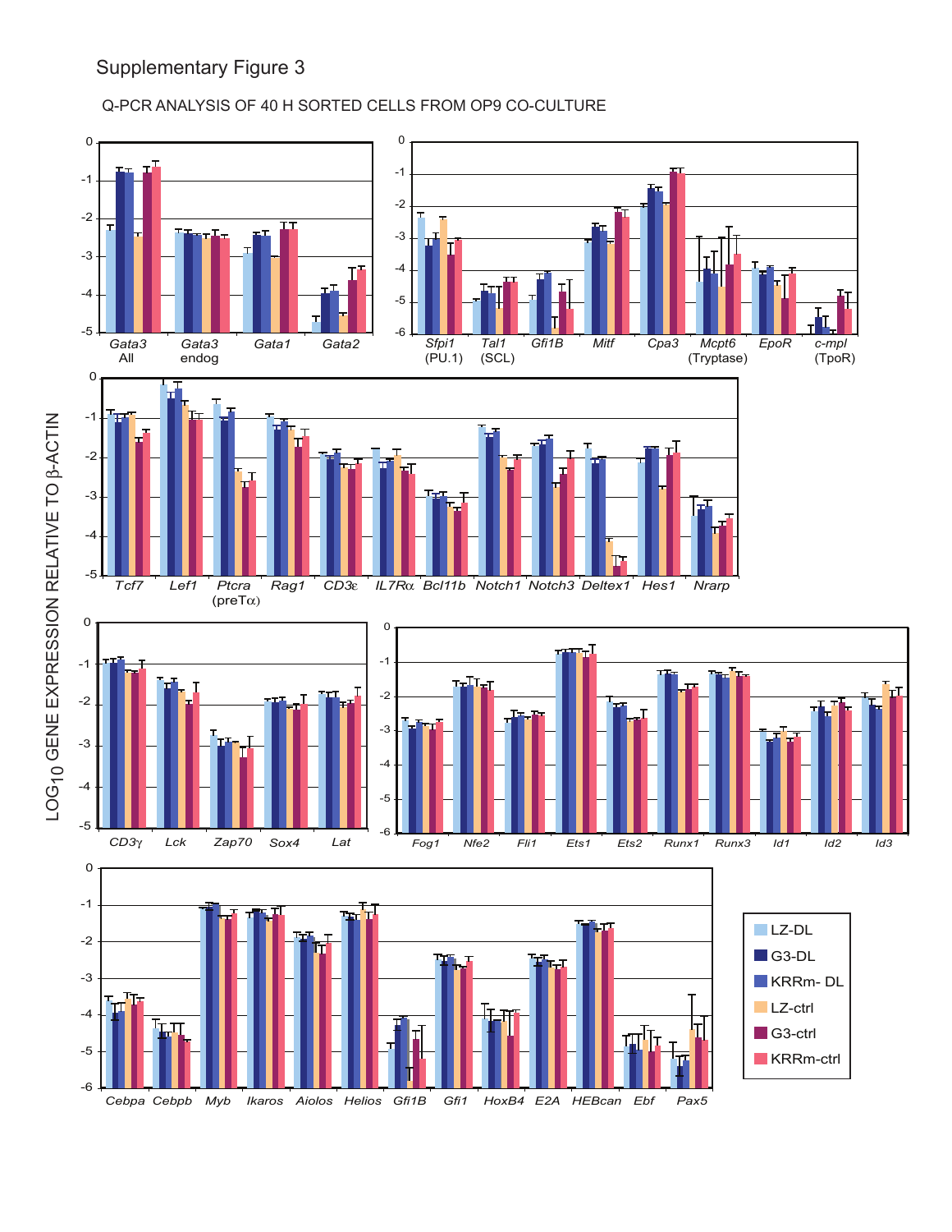Supplementary Figure 3

Q-PCR ANALYSIS OF 40 H SORTED CELLS FROM OP9 CO-CULTURE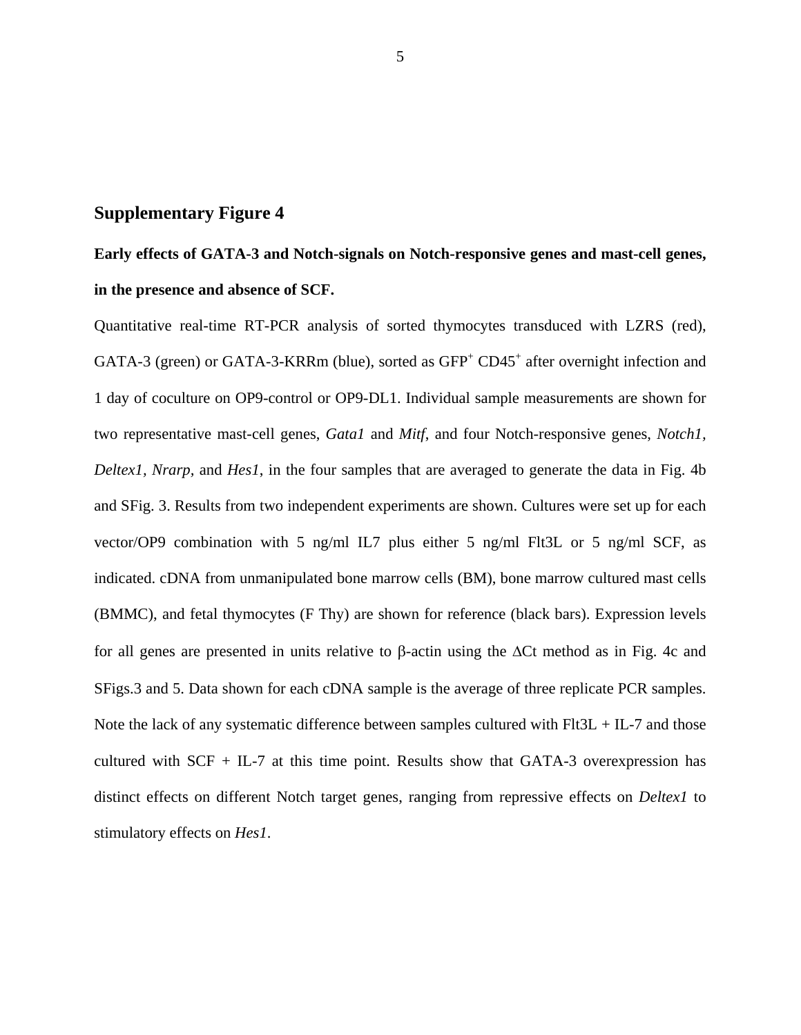## Supplementary Figure 4

**Early effects of GATA-3 and Notch-signals on Notch-responsive genes and mast-cell genes, in the presence and absence of SCF.**

Quantitative real-time RT-PCR analysis of sorted thymocytes transduced with LZRS (red), GATA-3 (green) or GATA-3-KRRm (blue), sorted as $GFP^+$ $CD45^+$ after overnight infection and 1 day of coculture on OP9-control or OP9-DL1. Individual sample measurements are shown for two representative mast-cell genes, *Gata1* and *Mitf*, and four Notch-responsive genes, *Notch1*, *Deltex1*, *Nrarp*, and *Hes1*, in the four samples that are averaged to generate the data in Fig. 4b and SFig. 3. Results from two independent experiments are shown. Cultures were set up for each vector/OP9 combination with 5 ng/ml IL7 plus either 5 ng/ml Flt3L or 5 ng/ml SCF, as indicated. cDNA from unmanipulated bone marrow cells (BM), bone marrow cultured mast cells (BMMC), and fetal thymocytes (F Thy) are shown for reference (black bars). Expression levels for all genes are presented in units relative to β-actin using the ΔCt method as in Fig. 4c and SFigs.3 and 5. Data shown for each cDNA sample is the average of three replicate PCR samples. Note the lack of any systematic difference between samples cultured with Flt3L + IL-7 and those cultured with SCF + IL-7 at this time point. Results show that GATA-3 overexpression has distinct effects on different Notch target genes, ranging from repressive effects on *Deltex1* to stimulatory effects on *Hes1*.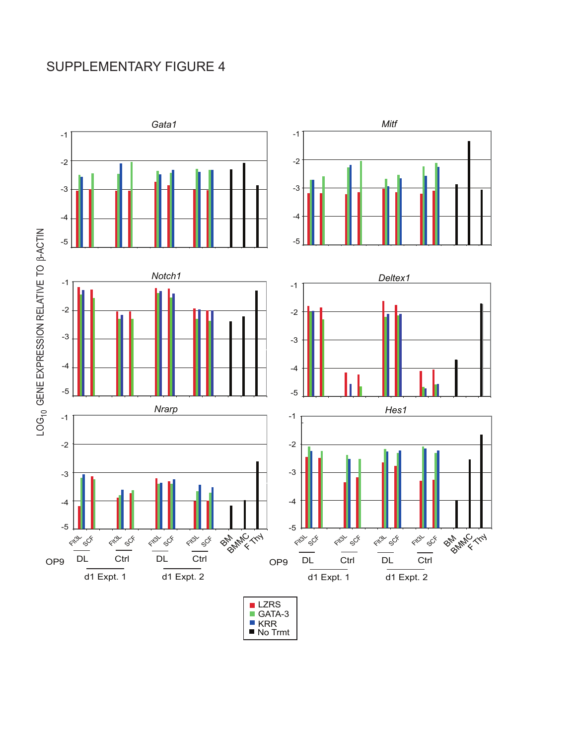# SUPPLEMENTARY FIGURE 4

*Gata1*

*Mitf*

*Notch1*

*Deltex1*

*Nrarp*

*Hes1*

$LOG_{10}$ GENE EXPRESSION RELATIVE TO β-ACTIN

Flt3L SCF Flt3L SCF Flt3L SCF Flt3L SCF BM BMMC F Thy

OP9 DL Ctrl DL Ctrl

d1 Expt. 1 d1 Expt. 2

- LZRS
- GATA-3
- KRR
- No Trmt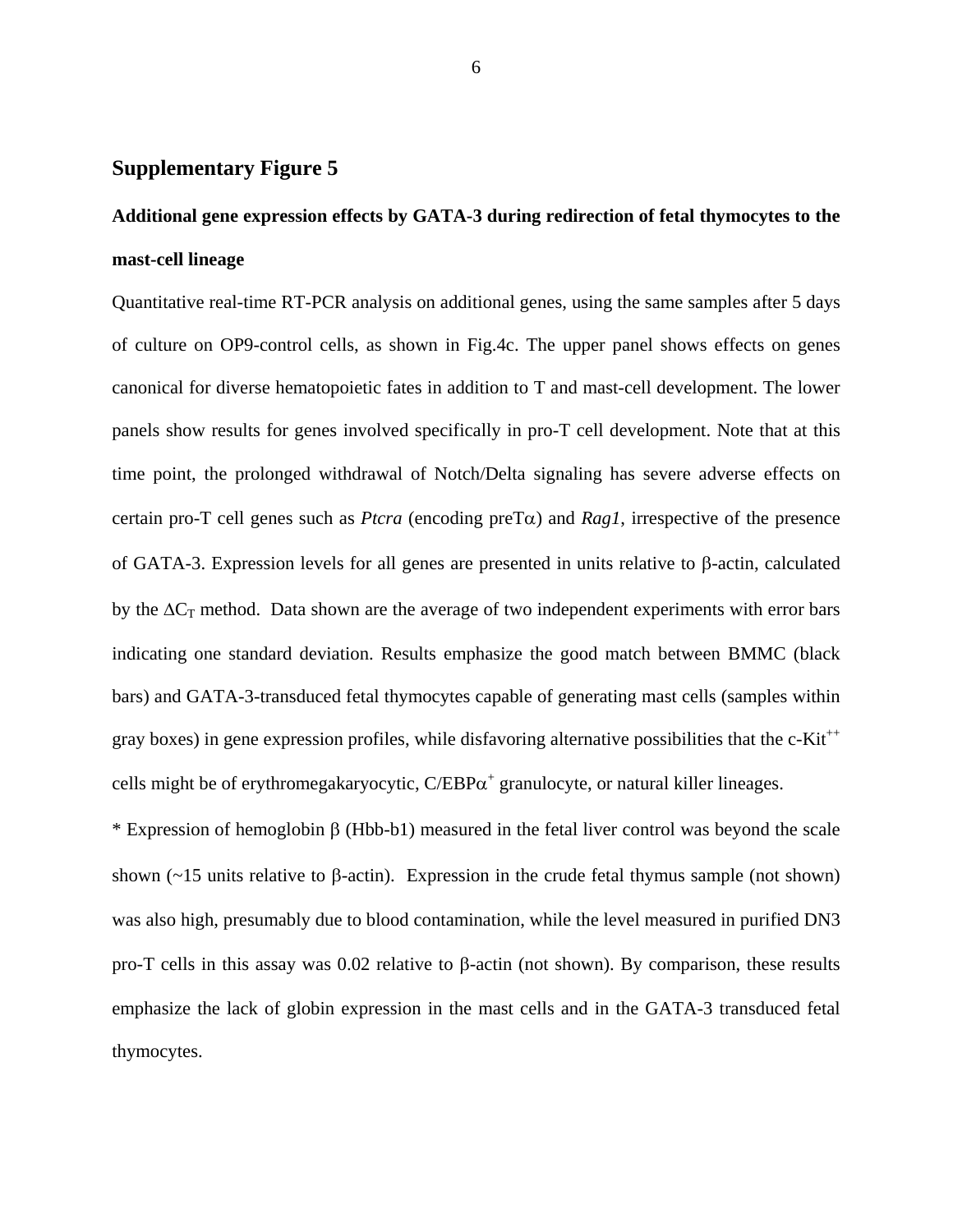## Supplementary Figure 5

**Additional gene expression effects by GATA-3 during redirection of fetal thymocytes to the mast-cell lineage**

Quantitative real-time RT-PCR analysis on additional genes, using the same samples after 5 days of culture on OP9-control cells, as shown in Fig.4c. The upper panel shows effects on genes canonical for diverse hematopoietic fates in addition to T and mast-cell development. The lower panels show results for genes involved specifically in pro-T cell development. Note that at this time point, the prolonged withdrawal of Notch/Delta signaling has severe adverse effects on certain pro-T cell genes such as *Ptcra* (encoding preT$\alpha$) and *Rag1*, irrespective of the presence of GATA-3. Expression levels for all genes are presented in units relative to $\beta$-actin, calculated by the $\Delta C_T$ method. Data shown are the average of two independent experiments with error bars indicating one standard deviation. Results emphasize the good match between BMMC (black bars) and GATA-3-transduced fetal thymocytes capable of generating mast cells (samples within gray boxes) in gene expression profiles, while disfavoring alternative possibilities that the c-Kit$^{++}$ cells might be of erythromegakaryocytic, C/EBP$\alpha^{+}$ granulocyte, or natural killer lineages.

* Expression of hemoglobin $\beta$ (Hbb-b1) measured in the fetal liver control was beyond the scale shown (~15 units relative to $\beta$-actin). Expression in the crude fetal thymus sample (not shown) was also high, presumably due to blood contamination, while the level measured in purified DN3 pro-T cells in this assay was 0.02 relative to $\beta$-actin (not shown). By comparison, these results emphasize the lack of globin expression in the mast cells and in the GATA-3 transduced fetal thymocytes.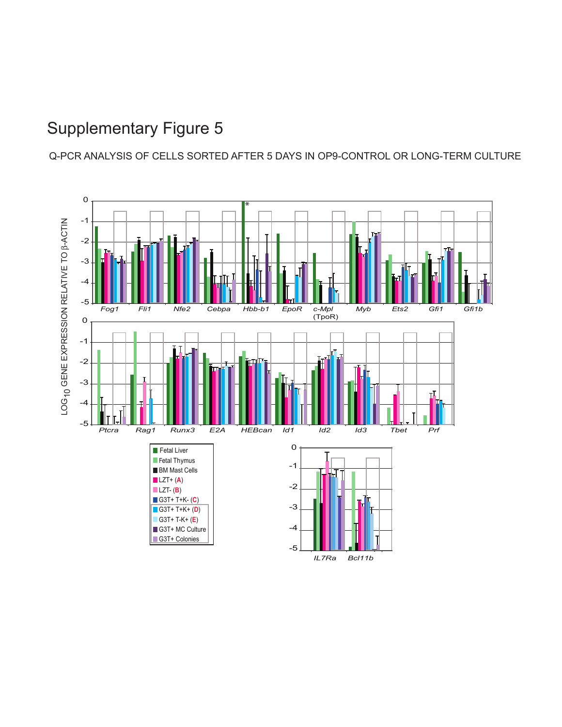# Supplementary Figure 5

Q-PCR ANALYSIS OF CELLS SORTED AFTER 5 DAYS IN OP9-CONTROL OR LONG-TERM CULTURE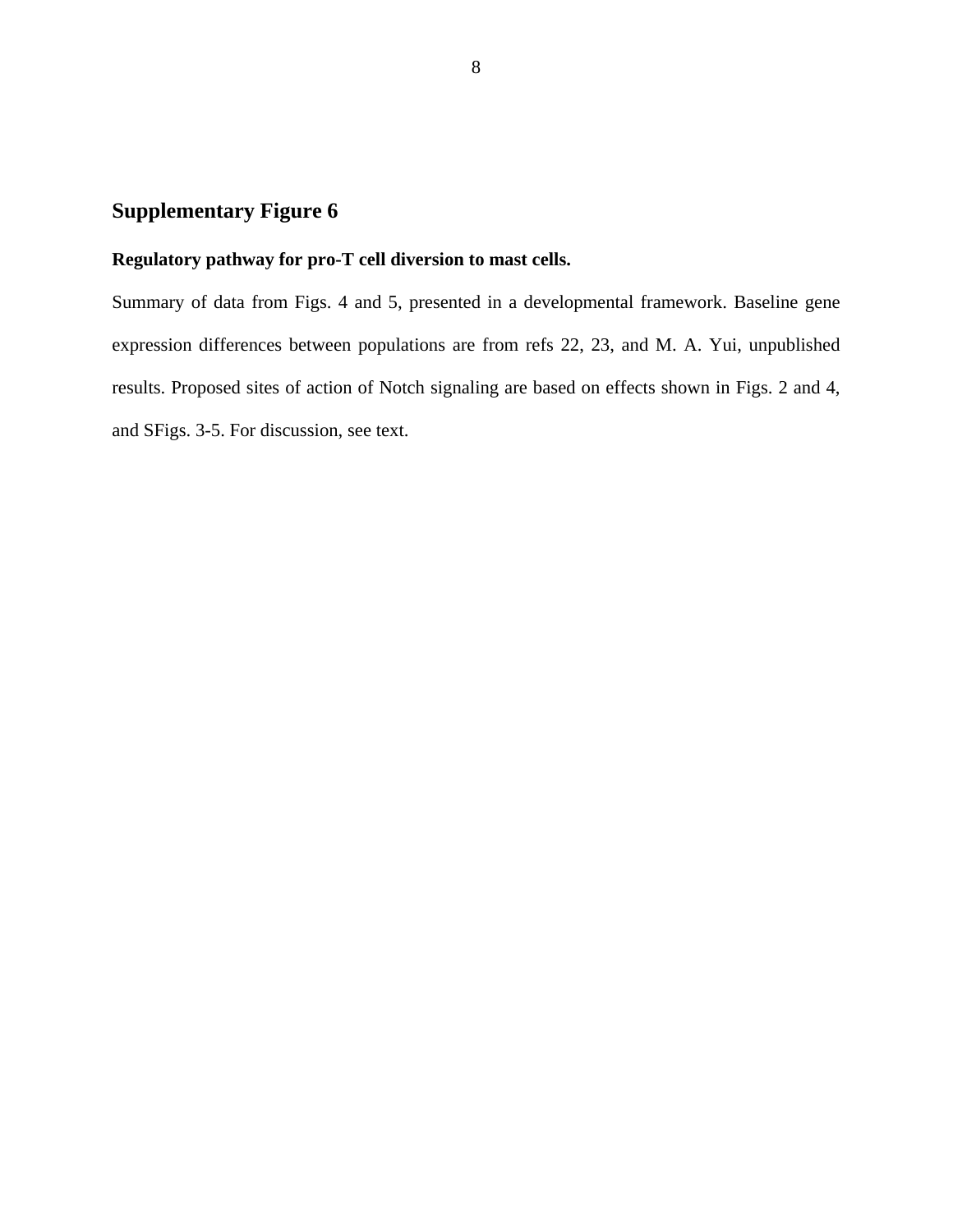## Supplementary Figure 6

**Regulatory pathway for pro-T cell diversion to mast cells.**

Summary of data from Figs. 4 and 5, presented in a developmental framework. Baseline gene expression differences between populations are from refs 22, 23, and M. A. Yui, unpublished results. Proposed sites of action of Notch signaling are based on effects shown in Figs. 2 and 4, and SFigs. 3-5. For discussion, see text.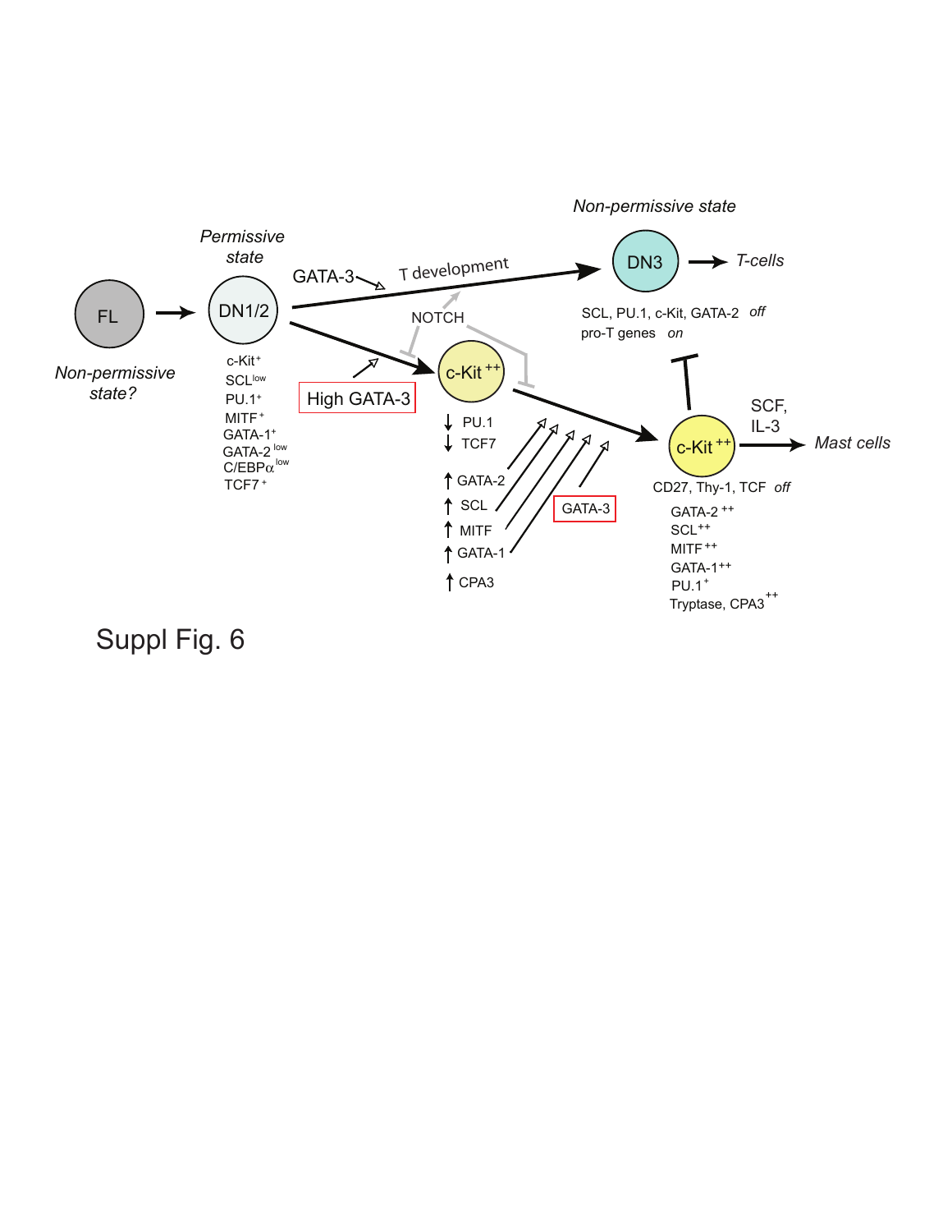FL

*Non-permissive state?*

*Permissive state*

DN1/2

c-Kit+
SCLlow
PU.1+
MITF+
GATA-1+
GATA-2 low
C/EBPα low
TCF7 +

GATA-3

T development

*Non-permissive state*

DN3

*T-cells*

SCL, PU.1, c-Kit, GATA-2 *off*
pro-T genes *on*

NOTCH

High GATA-3

c-Kit ++

↓ PU.1
↓ TCF7

↑ GATA-2
↑ SCL
↑ MITF
↑ GATA-1

↑ CPA3

GATA-3

c-Kit ++

SCF,
IL-3

*Mast cells*

CD27, Thy-1, TCF *off*

GATA-2 ++
SCL++
MITF ++
GATA-1++
PU.1+
Tryptase, CPA3 ++

Suppl Fig. 6